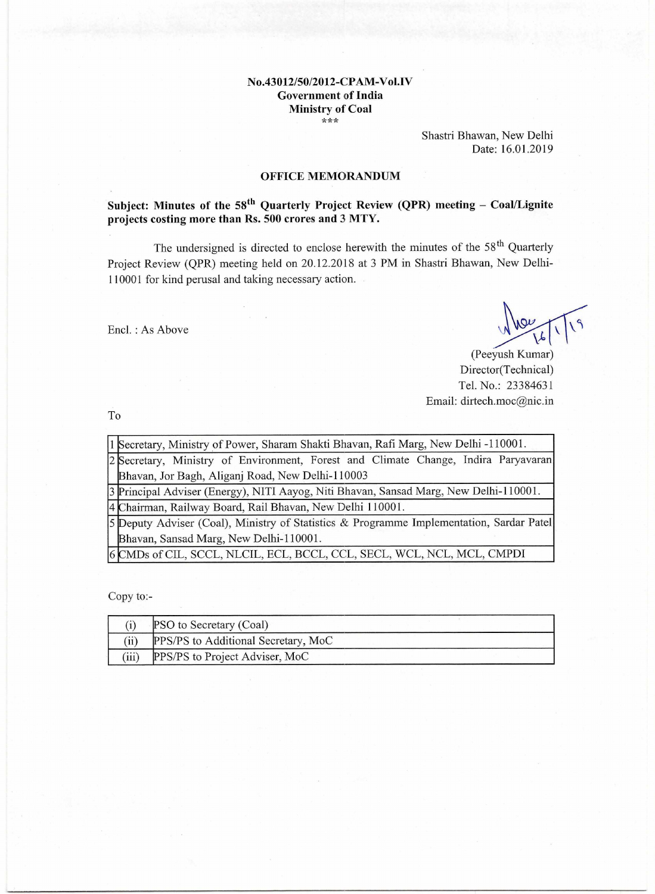**No.43012/50/2012-CPAM-Vol.IV**
**Government of India**
**Ministry of Coal**
\*\*\*

Shastri Bhawan, New Delhi
Date: 16.01.2019

## OFFICE MEMORANDUM

**Subject: Minutes of the 58th Quarterly Project Review (QPR) meeting – Coal/Lignite projects costing more than Rs. 500 crores and 3 MTY.**

The undersigned is directed to enclose herewith the minutes of the 58th Quarterly Project Review (QPR) meeting held on 20.12.2018 at 3 PM in Shastri Bhawan, New Delhi-110001 for kind perusal and taking necessary action.

Encl. : As Above

(Peeyush Kumar)
Director(Technical)
Tel. No.: 23384631
Email: dirtech.moc@nic.in

To

| | |
|---|---|
| 1 | Secretary, Ministry of Power, Sharam Shakti Bhavan, Rafi Marg, New Delhi -110001. |
| 2 | Secretary, Ministry of Environment, Forest and Climate Change, Indira Paryavaran Bhavan, Jor Bagh, Aliganj Road, New Delhi-110003 |
| 3 | Principal Adviser (Energy), NITI Aayog, Niti Bhavan, Sansad Marg, New Delhi-110001. |
| 4 | Chairman, Railway Board, Rail Bhavan, New Delhi 110001. |
| 5 | Deputy Adviser (Coal), Ministry of Statistics & Programme Implementation, Sardar Patel Bhavan, Sansad Marg, New Delhi-110001. |
| 6 | CMDs of CIL, SCCL, NLCIL, ECL, BCCL, CCL, SECL, WCL, NCL, MCL, CMPDI |

Copy to:-

| | |
|---|---|
| (i) | PSO to Secretary (Coal) |
| (ii) | PPS/PS to Additional Secretary, MoC |
| (iii) | PPS/PS to Project Adviser, MoC |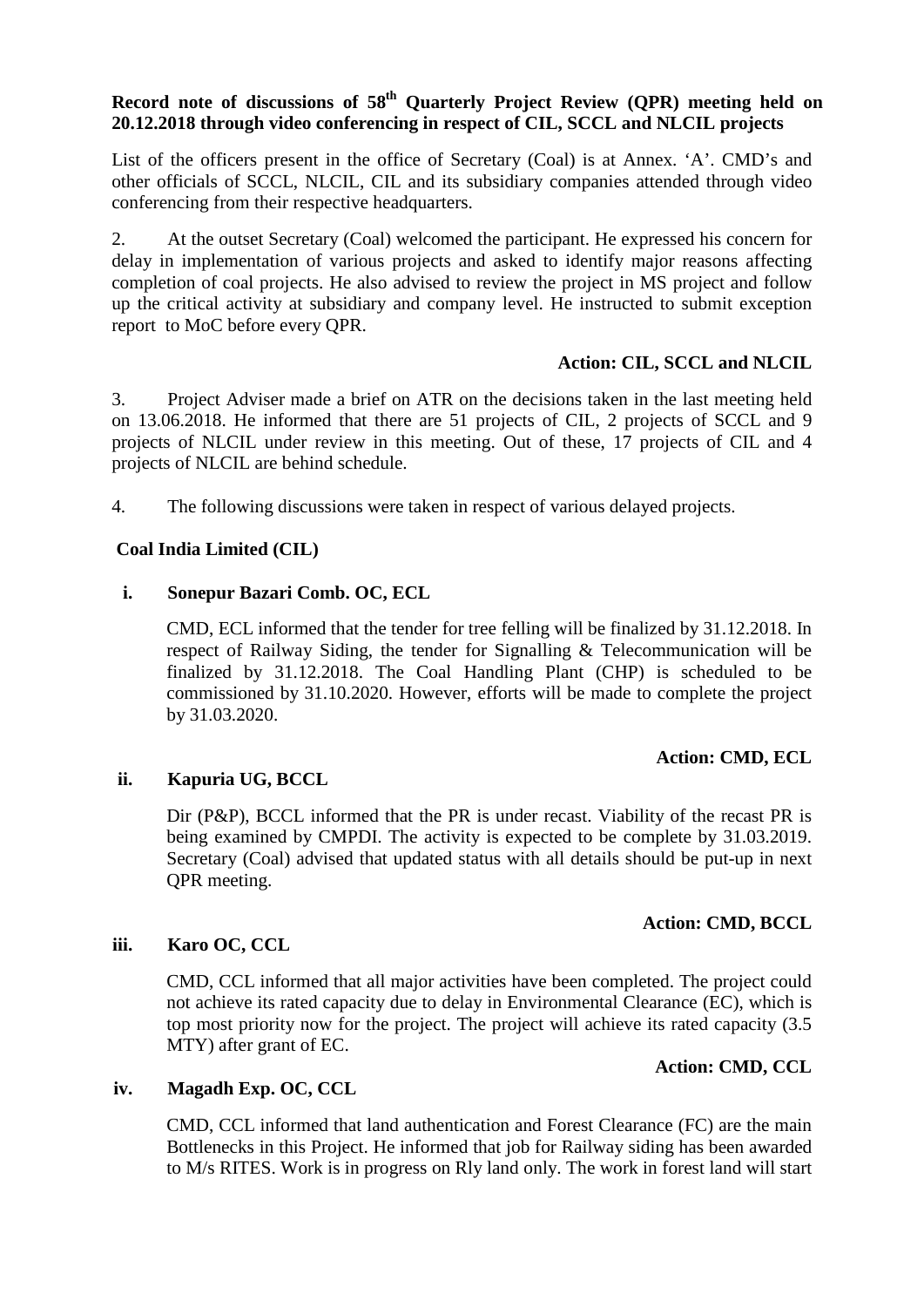**Record note of discussions of 58th Quarterly Project Review (QPR) meeting held on 20.12.2018 through video conferencing in respect of CIL, SCCL and NLCIL projects**

List of the officers present in the office of Secretary (Coal) is at Annex. 'A'. CMD's and other officials of SCCL, NLCIL, CIL and its subsidiary companies attended through video conferencing from their respective headquarters.

2. At the outset Secretary (Coal) welcomed the participant. He expressed his concern for delay in implementation of various projects and asked to identify major reasons affecting completion of coal projects. He also advised to review the project in MS project and follow up the critical activity at subsidiary and company level. He instructed to submit exception report to MoC before every QPR.

**Action: CIL, SCCL and NLCIL**

3. Project Adviser made a brief on ATR on the decisions taken in the last meeting held on 13.06.2018. He informed that there are 51 projects of CIL, 2 projects of SCCL and 9 projects of NLCIL under review in this meeting. Out of these, 17 projects of CIL and 4 projects of NLCIL are behind schedule.

4. The following discussions were taken in respect of various delayed projects.

**Coal India Limited (CIL)**

**i. Sonepur Bazari Comb. OC, ECL**

CMD, ECL informed that the tender for tree felling will be finalized by 31.12.2018. In respect of Railway Siding, the tender for Signalling & Telecommunication will be finalized by 31.12.2018. The Coal Handling Plant (CHP) is scheduled to be commissioned by 31.10.2020. However, efforts will be made to complete the project by 31.03.2020.

**Action: CMD, ECL**

**ii. Kapuria UG, BCCL**

Dir (P&P), BCCL informed that the PR is under recast. Viability of the recast PR is being examined by CMPDI. The activity is expected to be complete by 31.03.2019. Secretary (Coal) advised that updated status with all details should be put-up in next QPR meeting.

**Action: CMD, BCCL**

**iii. Karo OC, CCL**

CMD, CCL informed that all major activities have been completed. The project could not achieve its rated capacity due to delay in Environmental Clearance (EC), which is top most priority now for the project. The project will achieve its rated capacity (3.5 MTY) after grant of EC.

**Action: CMD, CCL**

**iv. Magadh Exp. OC, CCL**

CMD, CCL informed that land authentication and Forest Clearance (FC) are the main Bottlenecks in this Project. He informed that job for Railway siding has been awarded to M/s RITES. Work is in progress on Rly land only. The work in forest land will start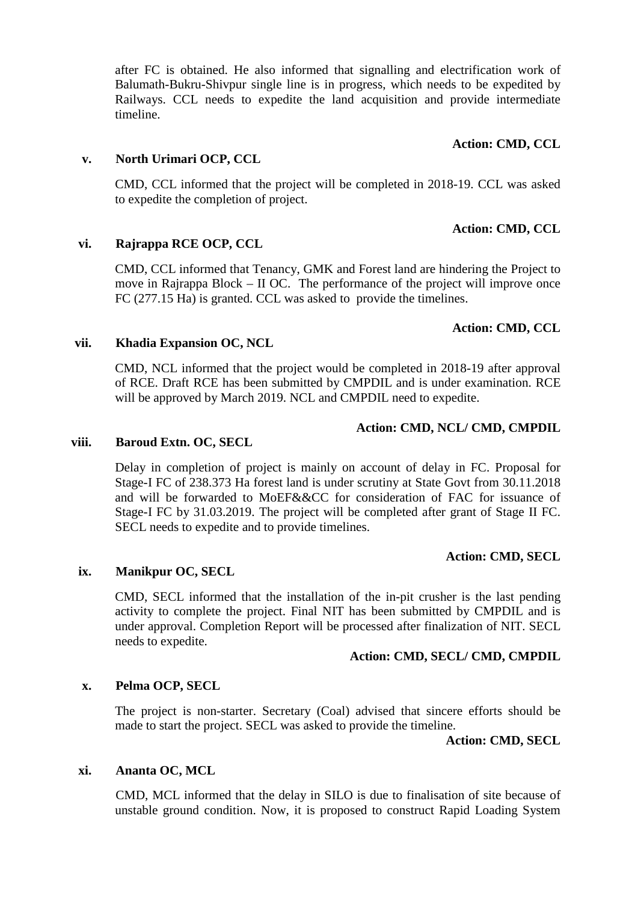after FC is obtained. He also informed that signalling and electrification work of Balumath-Bukru-Shivpur single line is in progress, which needs to be expedited by Railways. CCL needs to expedite the land acquisition and provide intermediate timeline.

**Action: CMD, CCL**

**v. North Urimari OCP, CCL**

CMD, CCL informed that the project will be completed in 2018-19. CCL was asked to expedite the completion of project.

**Action: CMD, CCL**

**vi. Rajrappa RCE OCP, CCL**

CMD, CCL informed that Tenancy, GMK and Forest land are hindering the Project to move in Rajrappa Block – II OC. The performance of the project will improve once FC (277.15 Ha) is granted. CCL was asked to provide the timelines.

**Action: CMD, CCL**

**vii. Khadia Expansion OC, NCL**

CMD, NCL informed that the project would be completed in 2018-19 after approval of RCE. Draft RCE has been submitted by CMPDIL and is under examination. RCE will be approved by March 2019. NCL and CMPDIL need to expedite.

**Action: CMD, NCL/ CMD, CMPDIL**

**viii. Baroud Extn. OC, SECL**

Delay in completion of project is mainly on account of delay in FC. Proposal for Stage-I FC of 238.373 Ha forest land is under scrutiny at State Govt from 30.11.2018 and will be forwarded to MoEF&&CC for consideration of FAC for issuance of Stage-I FC by 31.03.2019. The project will be completed after grant of Stage II FC. SECL needs to expedite and to provide timelines.

**Action: CMD, SECL**

**ix. Manikpur OC, SECL**

CMD, SECL informed that the installation of the in-pit crusher is the last pending activity to complete the project. Final NIT has been submitted by CMPDIL and is under approval. Completion Report will be processed after finalization of NIT. SECL needs to expedite.

**Action: CMD, SECL/ CMD, CMPDIL**

**x. Pelma OCP, SECL**

The project is non-starter. Secretary (Coal) advised that sincere efforts should be made to start the project. SECL was asked to provide the timeline.

**Action: CMD, SECL**

**xi. Ananta OC, MCL**

CMD, MCL informed that the delay in SILO is due to finalisation of site because of unstable ground condition. Now, it is proposed to construct Rapid Loading System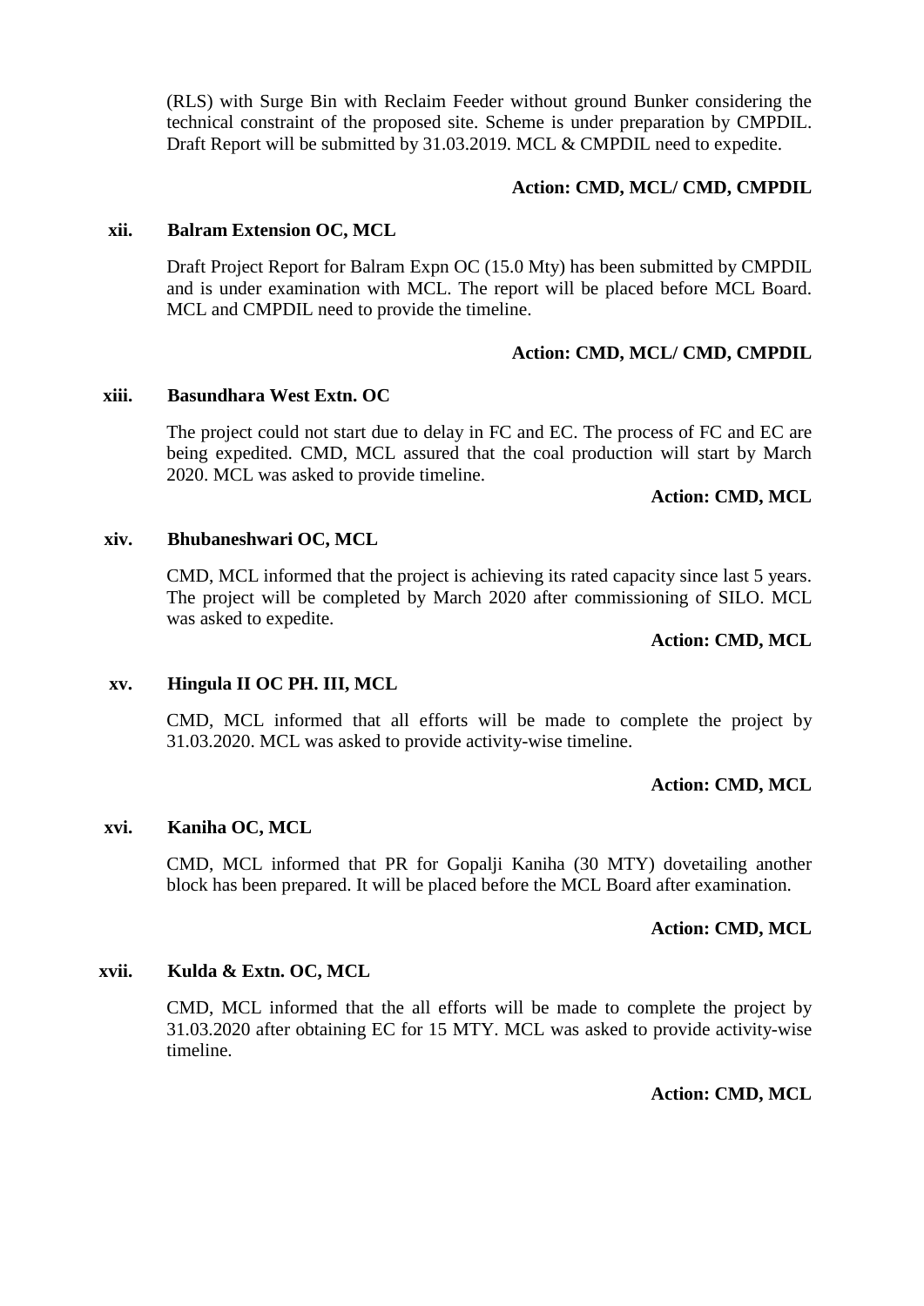(RLS) with Surge Bin with Reclaim Feeder without ground Bunker considering the technical constraint of the proposed site. Scheme is under preparation by CMPDIL. Draft Report will be submitted by 31.03.2019. MCL & CMPDIL need to expedite.

**Action: CMD, MCL/ CMD, CMPDIL**

**xii. Balram Extension OC, MCL**

Draft Project Report for Balram Expn OC (15.0 Mty) has been submitted by CMPDIL and is under examination with MCL. The report will be placed before MCL Board. MCL and CMPDIL need to provide the timeline.

**Action: CMD, MCL/ CMD, CMPDIL**

**xiii. Basundhara West Extn. OC**

The project could not start due to delay in FC and EC. The process of FC and EC are being expedited. CMD, MCL assured that the coal production will start by March 2020. MCL was asked to provide timeline.

**Action: CMD, MCL**

**xiv. Bhubaneshwari OC, MCL**

CMD, MCL informed that the project is achieving its rated capacity since last 5 years. The project will be completed by March 2020 after commissioning of SILO. MCL was asked to expedite.

**Action: CMD, MCL**

**xv. Hingula II OC PH. III, MCL**

CMD, MCL informed that all efforts will be made to complete the project by 31.03.2020. MCL was asked to provide activity-wise timeline.

**Action: CMD, MCL**

**xvi. Kaniha OC, MCL**

CMD, MCL informed that PR for Gopalji Kaniha (30 MTY) dovetailing another block has been prepared. It will be placed before the MCL Board after examination.

**Action: CMD, MCL**

**xvii. Kulda & Extn. OC, MCL**

CMD, MCL informed that the all efforts will be made to complete the project by 31.03.2020 after obtaining EC for 15 MTY. MCL was asked to provide activity-wise timeline.

**Action: CMD, MCL**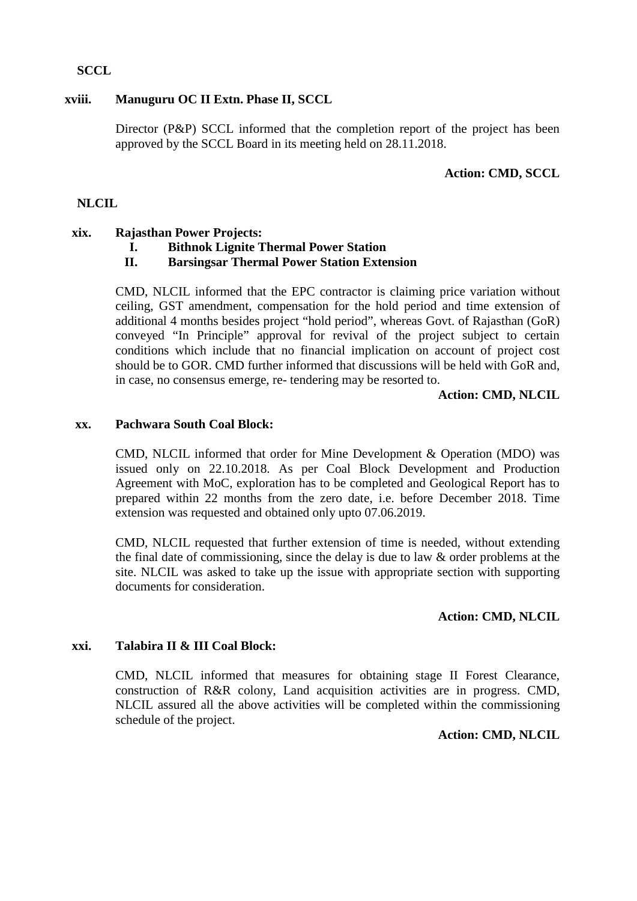**SCCL**

**xviii. Manuguru OC II Extn. Phase II, SCCL**

Director (P&P) SCCL informed that the completion report of the project has been approved by the SCCL Board in its meeting held on 28.11.2018.

**Action: CMD, SCCL**

**NLCIL**

**xix. Rajasthan Power Projects:**

**I. Bithnok Lignite Thermal Power Station**

**II. Barsingsar Thermal Power Station Extension**

CMD, NLCIL informed that the EPC contractor is claiming price variation without ceiling, GST amendment, compensation for the hold period and time extension of additional 4 months besides project "hold period", whereas Govt. of Rajasthan (GoR) conveyed "In Principle" approval for revival of the project subject to certain conditions which include that no financial implication on account of project cost should be to GOR. CMD further informed that discussions will be held with GoR and, in case, no consensus emerge, re- tendering may be resorted to.

**Action: CMD, NLCIL**

**xx. Pachwara South Coal Block:**

CMD, NLCIL informed that order for Mine Development & Operation (MDO) was issued only on 22.10.2018. As per Coal Block Development and Production Agreement with MoC, exploration has to be completed and Geological Report has to prepared within 22 months from the zero date, i.e. before December 2018. Time extension was requested and obtained only upto 07.06.2019.

CMD, NLCIL requested that further extension of time is needed, without extending the final date of commissioning, since the delay is due to law & order problems at the site. NLCIL was asked to take up the issue with appropriate section with supporting documents for consideration.

**Action: CMD, NLCIL**

**xxi. Talabira II & III Coal Block:**

CMD, NLCIL informed that measures for obtaining stage II Forest Clearance, construction of R&R colony, Land acquisition activities are in progress. CMD, NLCIL assured all the above activities will be completed within the commissioning schedule of the project.

**Action: CMD, NLCIL**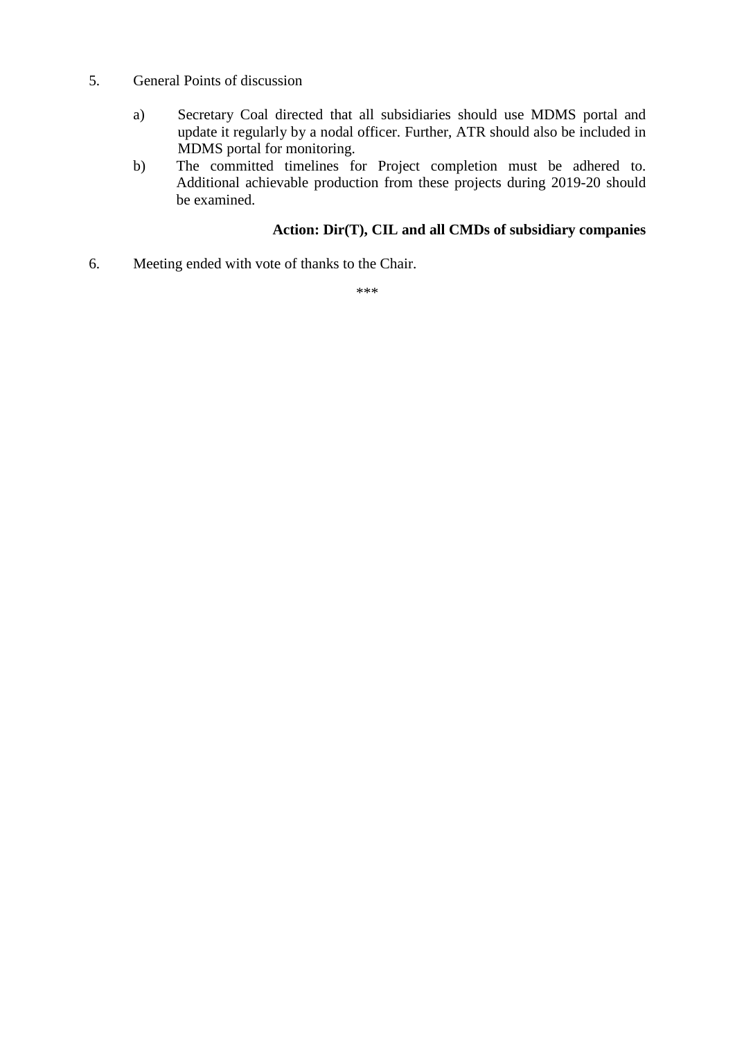5. General Points of discussion

   a) Secretary Coal directed that all subsidiaries should use MDMS portal and update it regularly by a nodal officer. Further, ATR should also be included in MDMS portal for monitoring.

   b) The committed timelines for Project completion must be adhered to. Additional achievable production from these projects during 2019-20 should be examined.

**Action: Dir(T), CIL and all CMDs of subsidiary companies**

6. Meeting ended with vote of thanks to the Chair.

***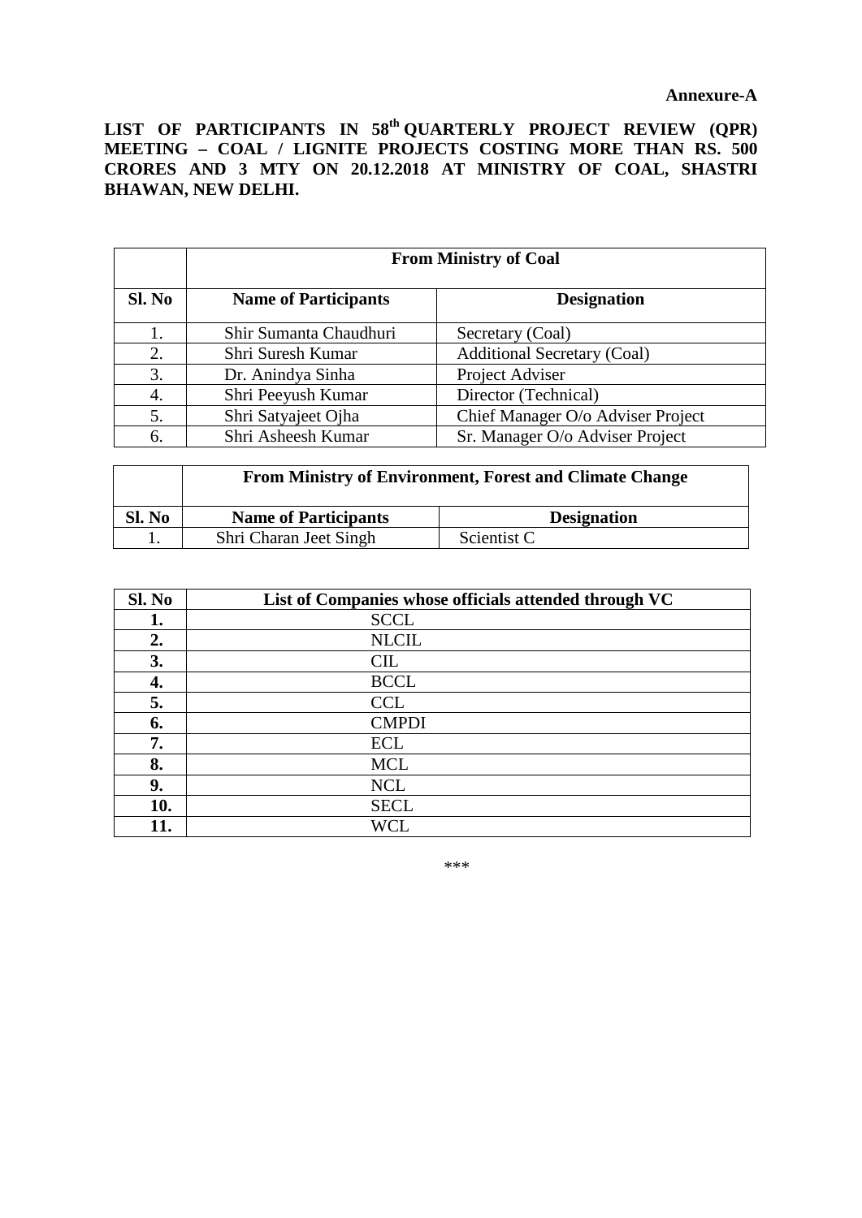**Annexure-A**

**LIST OF PARTICIPANTS IN 58th QUARTERLY PROJECT REVIEW (QPR) MEETING – COAL / LIGNITE PROJECTS COSTING MORE THAN RS. 500 CRORES AND 3 MTY ON 20.12.2018 AT MINISTRY OF COAL, SHASTRI BHAWAN, NEW DELHI.**

| | **From Ministry of Coal** | |
|---|---|---|
| **Sl. No** | **Name of Participants** | **Designation** |
| 1. | Shir Sumanta Chaudhuri | Secretary (Coal) |
| 2. | Shri Suresh Kumar | Additional Secretary (Coal) |
| 3. | Dr. Anindya Sinha | Project Adviser |
| 4. | Shri Peeyush Kumar | Director (Technical) |
| 5. | Shri Satyajeet Ojha | Chief Manager O/o Adviser Project |
| 6. | Shri Asheesh Kumar | Sr. Manager O/o Adviser Project |

| | **From Ministry of Environment, Forest and Climate Change** | |
|---|---|---|
| **Sl. No** | **Name of Participants** | **Designation** |
| 1. | Shri Charan Jeet Singh | Scientist C |

| **Sl. No** | **List of Companies whose officials attended through VC** |
|---|---|
| **1.** | SCCL |
| **2.** | NLCIL |
| **3.** | CIL |
| **4.** | BCCL |
| **5.** | CCL |
| **6.** | CMPDI |
| **7.** | ECL |
| **8.** | MCL |
| **9.** | NCL |
| **10.** | SECL |
| **11.** | WCL |

***